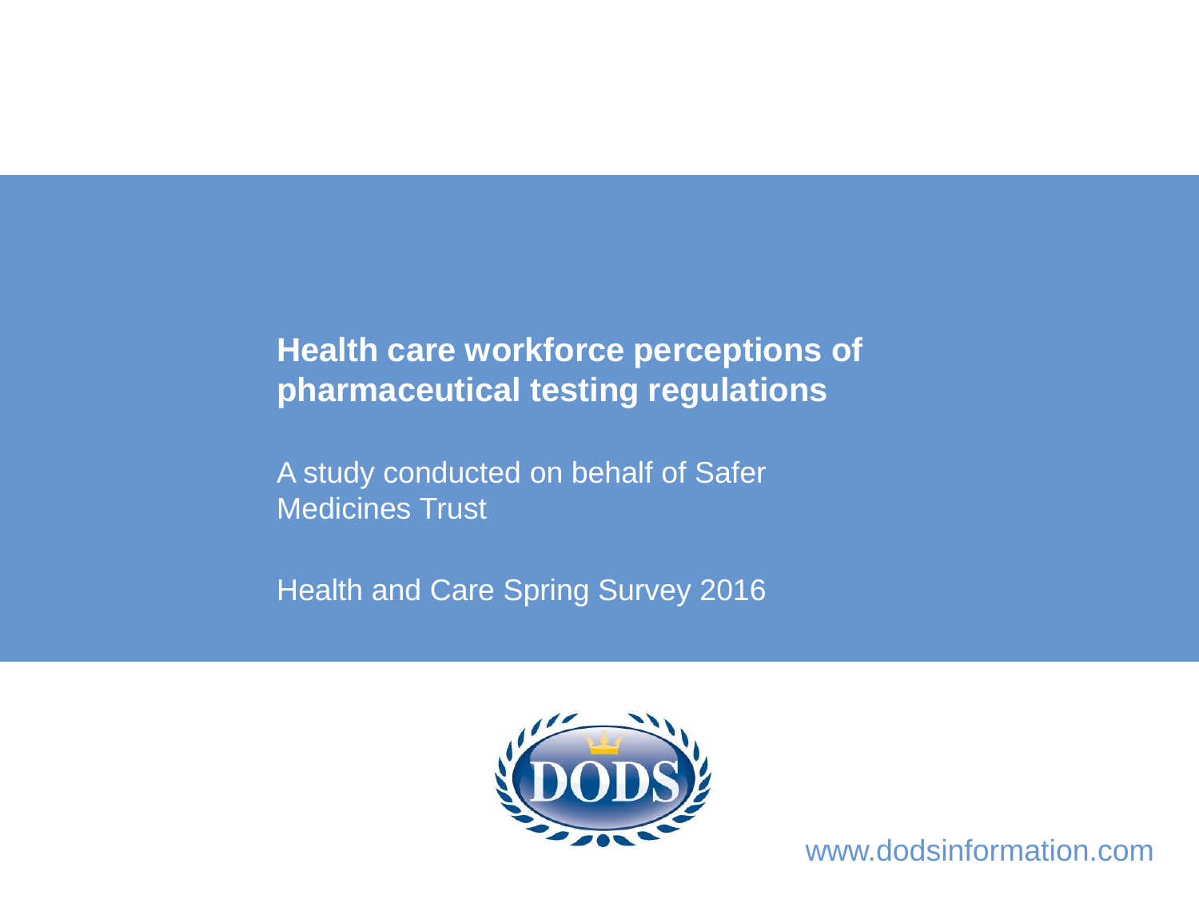# Health care workforce perceptions of pharmaceutical testing regulations

A study conducted on behalf of Safer Medicines Trust

Health and Care Spring Survey 2016

DODS

www.dodsinformation.com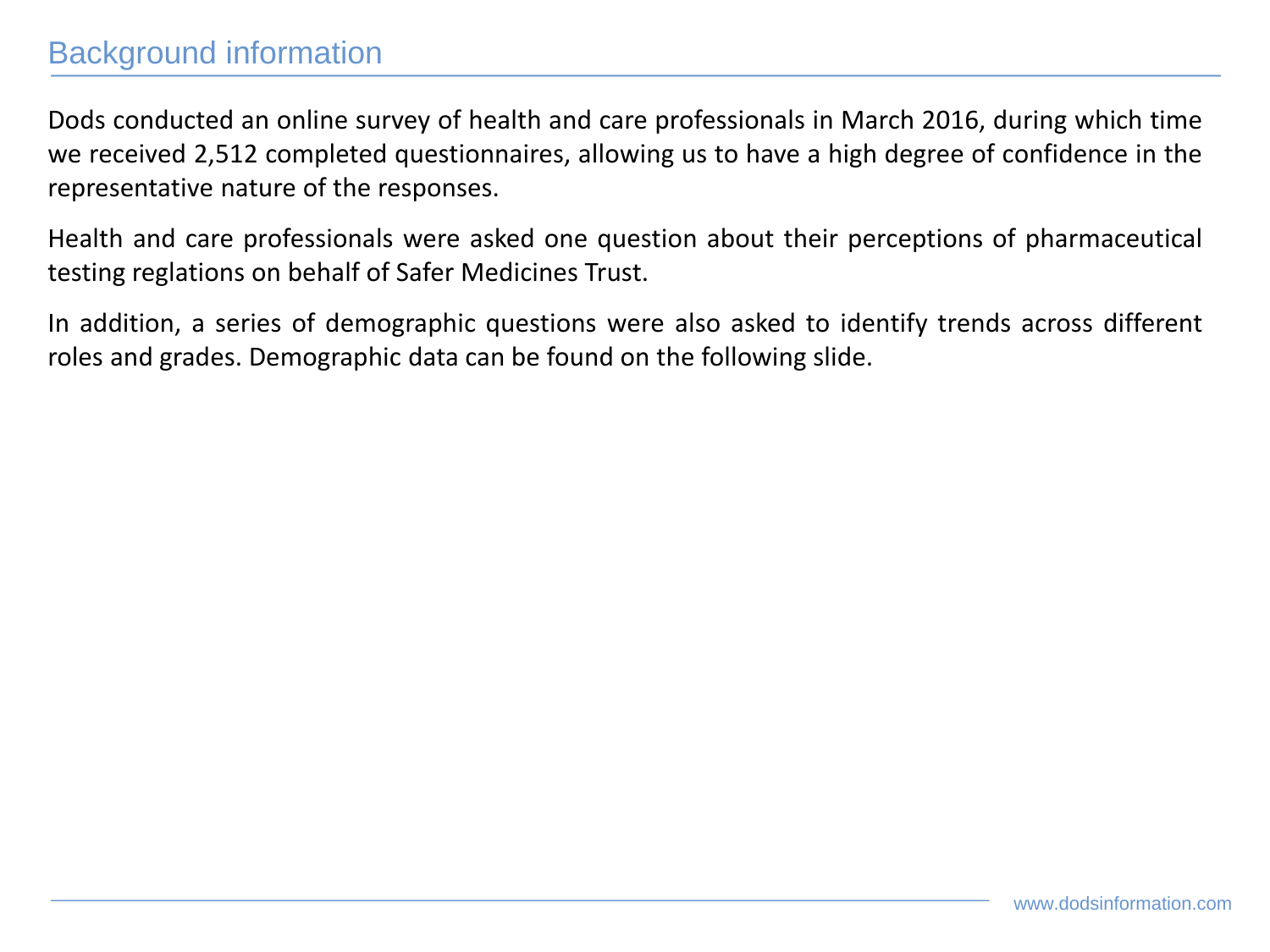# Background information

Dods conducted an online survey of health and care professionals in March 2016, during which time we received 2,512 completed questionnaires, allowing us to have a high degree of confidence in the representative nature of the responses.

Health and care professionals were asked one question about their perceptions of pharmaceutical testing reglations on behalf of Safer Medicines Trust.

In addition, a series of demographic questions were also asked to identify trends across different roles and grades. Demographic data can be found on the following slide.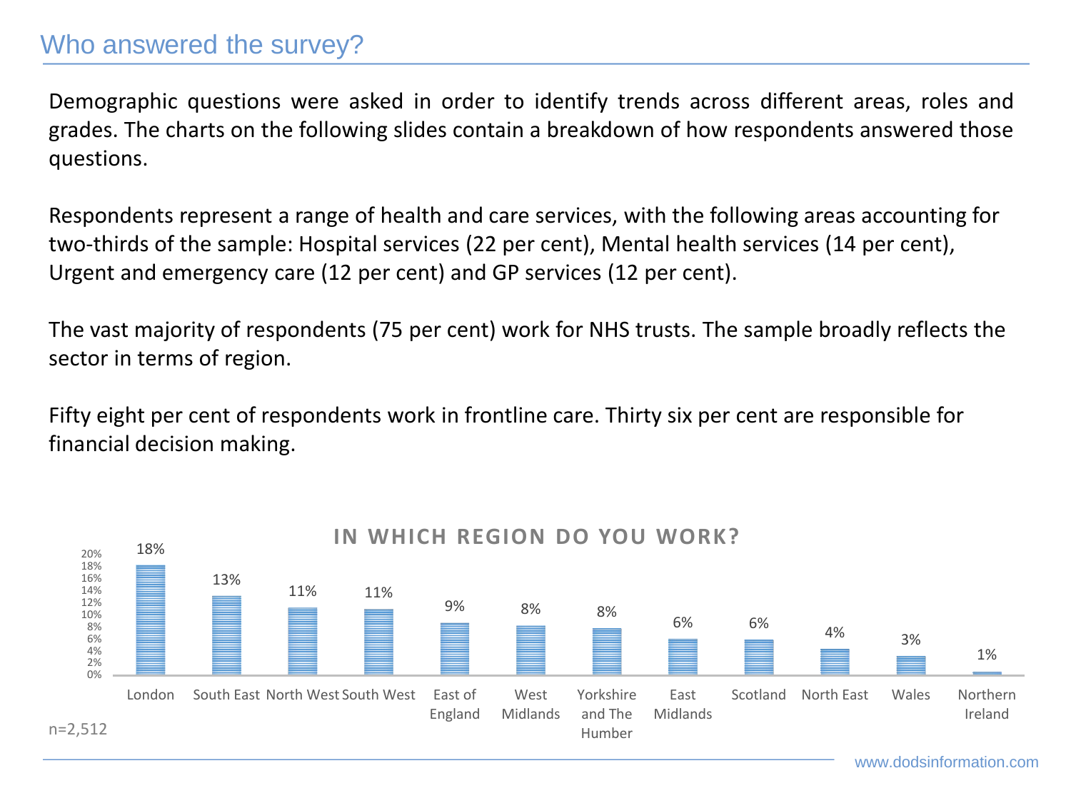# Who answered the survey?

Demographic questions were asked in order to identify trends across different areas, roles and grades. The charts on the following slides contain a breakdown of how respondents answered those questions.

Respondents represent a range of health and care services, with the following areas accounting for two-thirds of the sample: Hospital services (22 per cent), Mental health services (14 per cent), Urgent and emergency care (12 per cent) and GP services (12 per cent).

The vast majority of respondents (75 per cent) work for NHS trusts. The sample broadly reflects the sector in terms of region.

Fifty eight per cent of respondents work in frontline care. Thirty six per cent are responsible for financial decision making.

## IN WHICH REGION DO YOU WORK?

| Region | % |
|---|---|
| London | 18% |
| South East | 13% |
| North West | 11% |
| South West | 11% |
| East of England | 9% |
| West Midlands | 8% |
| Yorkshire and The Humber | 8% |
| East Midlands | 6% |
| Scotland | 6% |
| North East | 4% |
| Wales | 3% |
| Northern Ireland | 1% |

n=2,512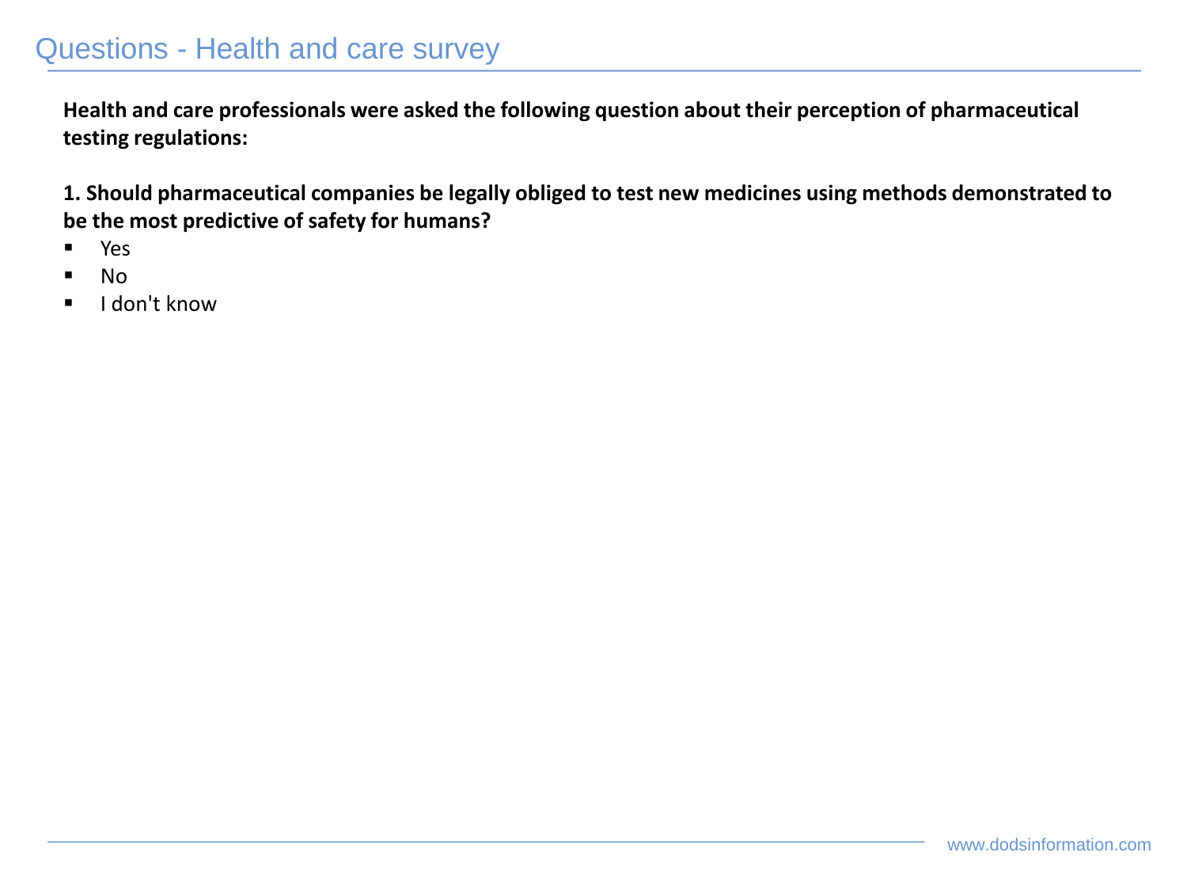# Questions - Health and care survey

**Health and care professionals were asked the following question about their perception of pharmaceutical testing regulations:**

**1. Should pharmaceutical companies be legally obliged to test new medicines using methods demonstrated to be the most predictive of safety for humans?**

- Yes
- No
- I don't know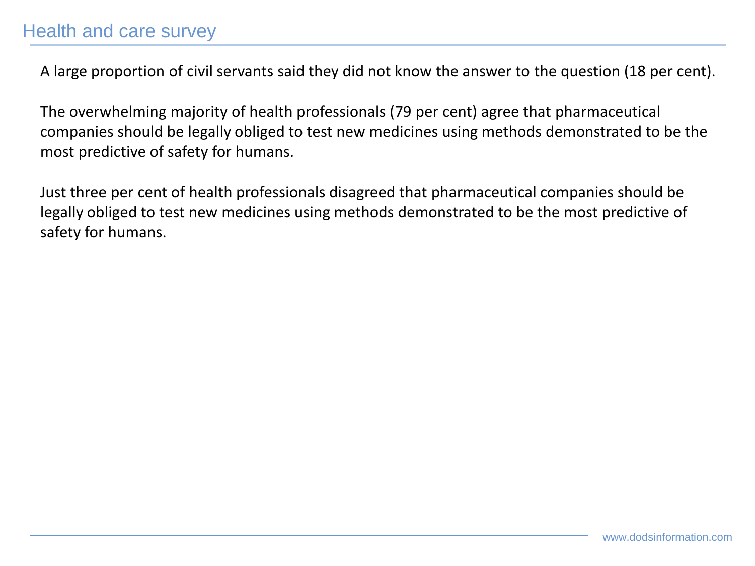A large proportion of civil servants said they did not know the answer to the question (18 per cent).

The overwhelming majority of health professionals (79 per cent) agree that pharmaceutical companies should be legally obliged to test new medicines using methods demonstrated to be the most predictive of safety for humans.

Just three per cent of health professionals disagreed that pharmaceutical companies should be legally obliged to test new medicines using methods demonstrated to be the most predictive of safety for humans.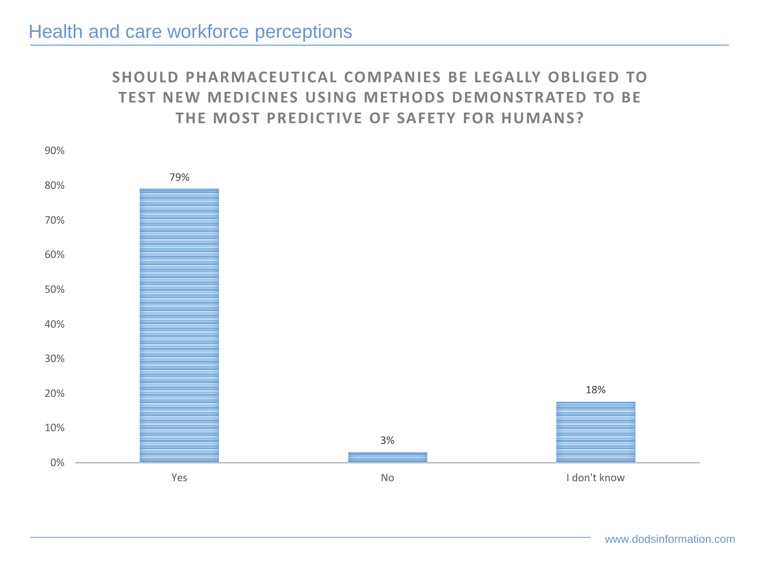## Health and care workforce perceptions

### SHOULD PHARMACEUTICAL COMPANIES BE LEGALLY OBLIGED TO TEST NEW MEDICINES USING METHODS DEMONSTRATED TO BE THE MOST PREDICTIVE OF SAFETY FOR HUMANS?

| Response | Percentage |
|---|---|
| Yes | 79% |
| No | 3% |
| I don't know | 18% |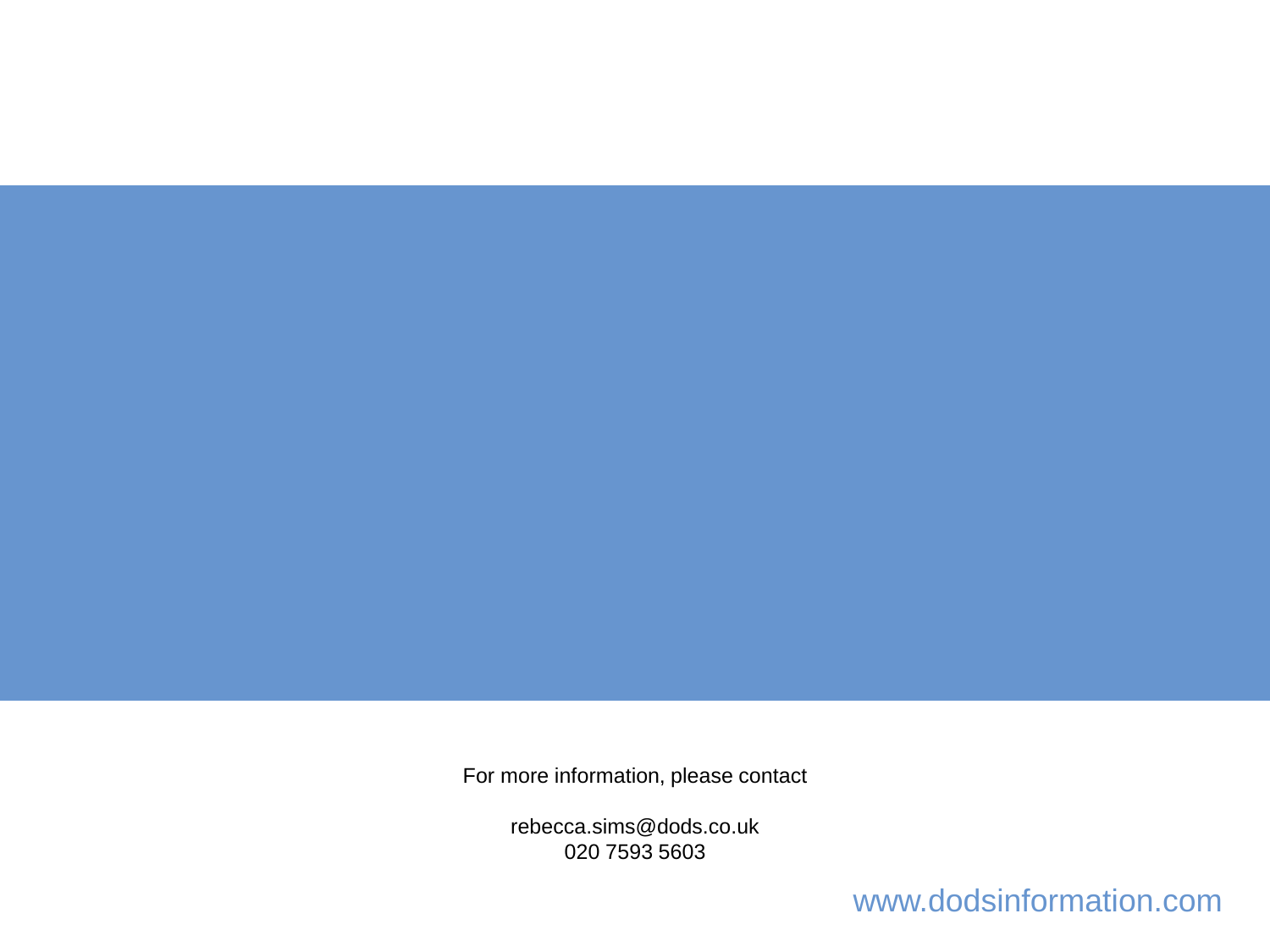For more information, please contact

rebecca.sims@dods.co.uk
020 7593 5603

www.dodsinformation.com